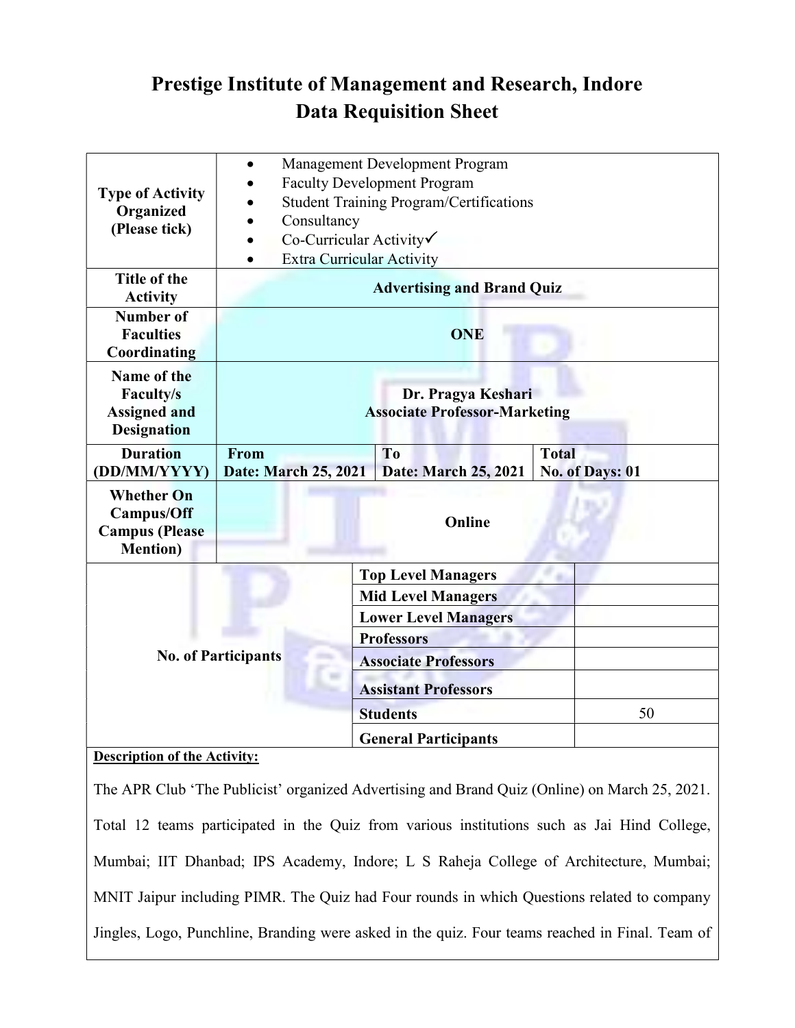# Prestige Institute of Management and Research, Indore

## Data Requisition Sheet

| | | | |
|---|---|---|---|
| **Type of Activity Organized (Please tick)** | • Management Development Program<br>• Faculty Development Program<br>• Student Training Program/Certifications<br>• Consultancy<br>• Co-Curricular Activity✓<br>• Extra Curricular Activity | | |
| **Title of the Activity** | **Advertising and Brand Quiz** | | |
| **Number of Faculties Coordinating** | **ONE** | | |
| **Name of the Faculty/s Assigned and Designation** | **Dr. Pragya Keshari**<br>**Associate Professor-Marketing** | | |
| **Duration (DD/MM/YYYY)** | **From**<br>**Date: March 25, 2021** | **To**<br>**Date: March 25, 2021** | **Total**<br>**No. of Days: 01** |
| **Whether On Campus/Off Campus (Please Mention)** | **Online** | | |

| **No. of Participants** | | |
|---|---|---|
| | **Top Level Managers** | |
| | **Mid Level Managers** | |
| | **Lower Level Managers** | |
| | **Professors** | |
| | **Associate Professors** | |
| | **Assistant Professors** | |
| | **Students** | 50 |
| | **General Participants** | |

**Description of the Activity:**

The APR Club 'The Publicist' organized Advertising and Brand Quiz (Online) on March 25, 2021. Total 12 teams participated in the Quiz from various institutions such as Jai Hind College, Mumbai; IIT Dhanbad; IPS Academy, Indore; L S Raheja College of Architecture, Mumbai; MNIT Jaipur including PIMR. The Quiz had Four rounds in which Questions related to company Jingles, Logo, Punchline, Branding were asked in the quiz. Four teams reached in Final. Team of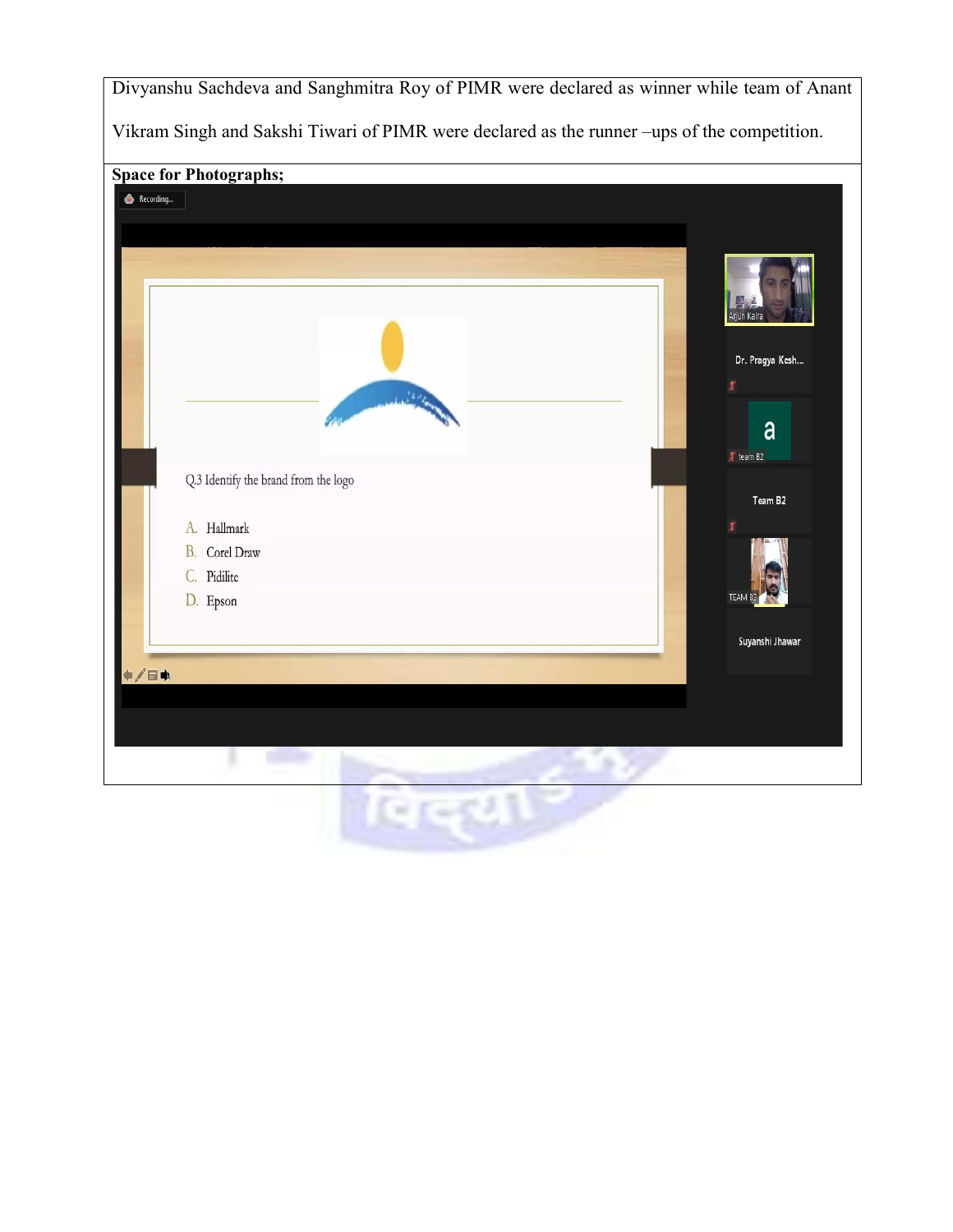Divyanshu Sachdeva and Sanghmitra Roy of PIMR were declared as winner while team of Anant Vikram Singh and Sakshi Tiwari of PIMR were declared as the runner –ups of the competition.

**Space for Photographs;**